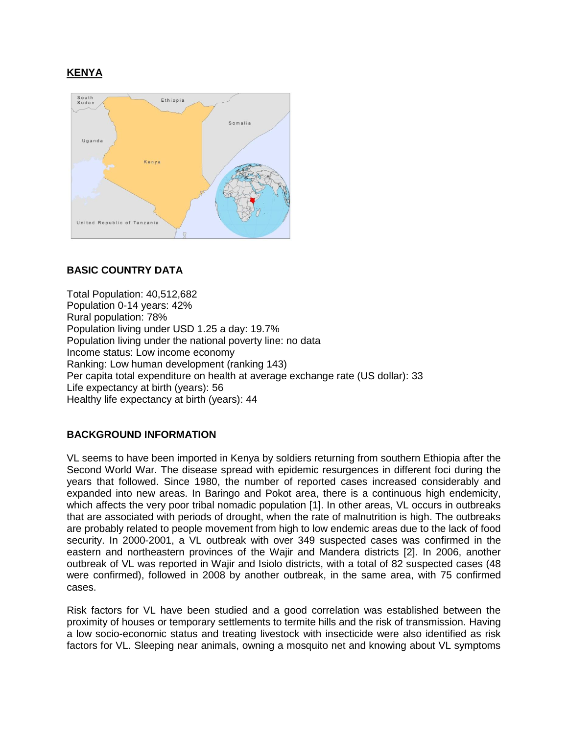# KENYA

## BASIC COUNTRY DATA

Total Population: 40,512,682
Population 0-14 years: 42%
Rural population: 78%
Population living under USD 1.25 a day: 19.7%
Population living under the national poverty line: no data
Income status: Low income economy
Ranking: Low human development (ranking 143)
Per capita total expenditure on health at average exchange rate (US dollar): 33
Life expectancy at birth (years): 56
Healthy life expectancy at birth (years): 44

## BACKGROUND INFORMATION

VL seems to have been imported in Kenya by soldiers returning from southern Ethiopia after the Second World War. The disease spread with epidemic resurgences in different foci during the years that followed. Since 1980, the number of reported cases increased considerably and expanded into new areas. In Baringo and Pokot area, there is a continuous high endemicity, which affects the very poor tribal nomadic population [1]. In other areas, VL occurs in outbreaks that are associated with periods of drought, when the rate of malnutrition is high. The outbreaks are probably related to people movement from high to low endemic areas due to the lack of food security. In 2000-2001, a VL outbreak with over 349 suspected cases was confirmed in the eastern and northeastern provinces of the Wajir and Mandera districts [2]. In 2006, another outbreak of VL was reported in Wajir and Isiolo districts, with a total of 82 suspected cases (48 were confirmed), followed in 2008 by another outbreak, in the same area, with 75 confirmed cases.

Risk factors for VL have been studied and a good correlation was established between the proximity of houses or temporary settlements to termite hills and the risk of transmission. Having a low socio-economic status and treating livestock with insecticide were also identified as risk factors for VL. Sleeping near animals, owning a mosquito net and knowing about VL symptoms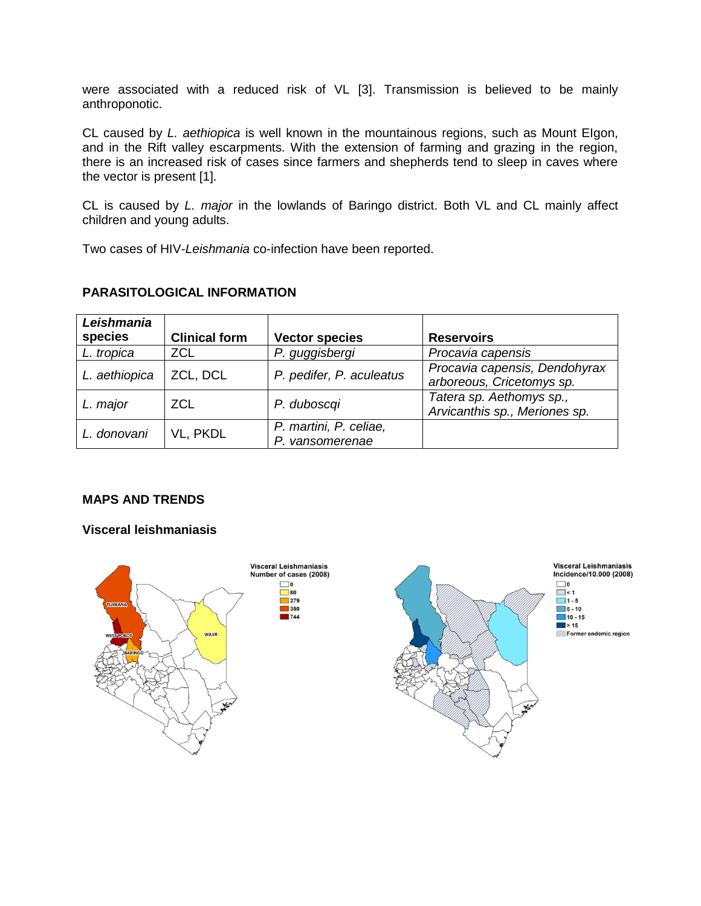were associated with a reduced risk of VL [3]. Transmission is believed to be mainly anthroponotic.

CL caused by *L. aethiopica* is well known in the mountainous regions, such as Mount Elgon, and in the Rift valley escarpments. With the extension of farming and grazing in the region, there is an increased risk of cases since farmers and shepherds tend to sleep in caves where the vector is present [1].

CL is caused by *L. major* in the lowlands of Baringo district. Both VL and CL mainly affect children and young adults.

Two cases of HIV-*Leishmania* co-infection have been reported.

## PARASITOLOGICAL INFORMATION

| *Leishmania* species | Clinical form | Vector species | Reservoirs |
|---|---|---|---|
| *L. tropica* | ZCL | *P. guggisbergi* | *Procavia capensis* |
| *L. aethiopica* | ZCL, DCL | *P. pedifer, P. aculeatus* | *Procavia capensis, Dendohyrax arboreous, Cricetomys sp.* |
| *L. major* | ZCL | *P. duboscqi* | *Tatera sp. Aethomys sp., Arvicanthis sp., Meriones sp.* |
| *L. donovani* | VL, PKDL | *P. martini, P. celiae, P. vansomerenae* | |

## MAPS AND TRENDS

### Visceral leishmaniasis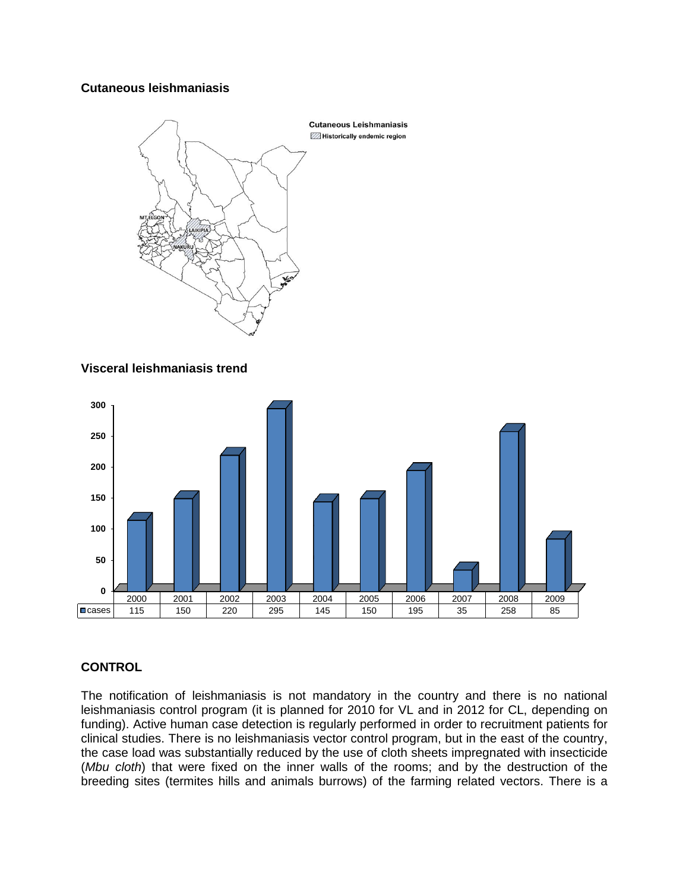**Cutaneous leishmaniasis**

**Visceral leishmaniasis trend**

| | 2000 | 2001 | 2002 | 2003 | 2004 | 2005 | 2006 | 2007 | 2008 | 2009 |
|---|---|---|---|---|---|---|---|---|---|---|
| cases | 115 | 150 | 220 | 295 | 145 | 150 | 195 | 35 | 258 | 85 |

## CONTROL

The notification of leishmaniasis is not mandatory in the country and there is no national leishmaniasis control program (it is planned for 2010 for VL and in 2012 for CL, depending on funding). Active human case detection is regularly performed in order to recruitment patients for clinical studies. There is no leishmaniasis vector control program, but in the east of the country, the case load was substantially reduced by the use of cloth sheets impregnated with insecticide (*Mbu cloth*) that were fixed on the inner walls of the rooms; and by the destruction of the breeding sites (termites hills and animals burrows) of the farming related vectors. There is a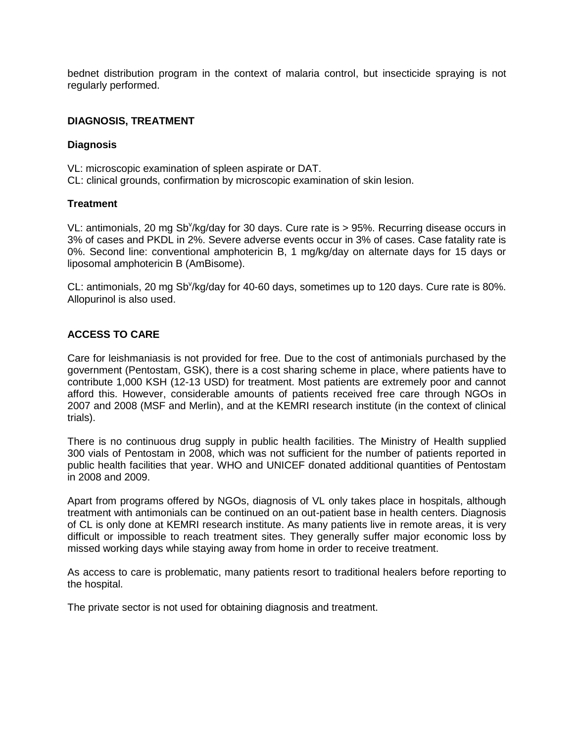bednet distribution program in the context of malaria control, but insecticide spraying is not regularly performed.

## DIAGNOSIS, TREATMENT

### Diagnosis

VL: microscopic examination of spleen aspirate or DAT.
CL: clinical grounds, confirmation by microscopic examination of skin lesion.

### Treatment

VL: antimonials, 20 mg $Sb^v$/kg/day for 30 days. Cure rate is > 95%. Recurring disease occurs in 3% of cases and PKDL in 2%. Severe adverse events occur in 3% of cases. Case fatality rate is 0%. Second line: conventional amphotericin B, 1 mg/kg/day on alternate days for 15 days or liposomal amphotericin B (AmBisome).

CL: antimonials, 20 mg $Sb^v$/kg/day for 40-60 days, sometimes up to 120 days. Cure rate is 80%. Allopurinol is also used.

## ACCESS TO CARE

Care for leishmaniasis is not provided for free. Due to the cost of antimonials purchased by the government (Pentostam, GSK), there is a cost sharing scheme in place, where patients have to contribute 1,000 KSH (12-13 USD) for treatment. Most patients are extremely poor and cannot afford this. However, considerable amounts of patients received free care through NGOs in 2007 and 2008 (MSF and Merlin), and at the KEMRI research institute (in the context of clinical trials).

There is no continuous drug supply in public health facilities. The Ministry of Health supplied 300 vials of Pentostam in 2008, which was not sufficient for the number of patients reported in public health facilities that year. WHO and UNICEF donated additional quantities of Pentostam in 2008 and 2009.

Apart from programs offered by NGOs, diagnosis of VL only takes place in hospitals, although treatment with antimonials can be continued on an out-patient base in health centers. Diagnosis of CL is only done at KEMRI research institute. As many patients live in remote areas, it is very difficult or impossible to reach treatment sites. They generally suffer major economic loss by missed working days while staying away from home in order to receive treatment.

As access to care is problematic, many patients resort to traditional healers before reporting to the hospital.

The private sector is not used for obtaining diagnosis and treatment.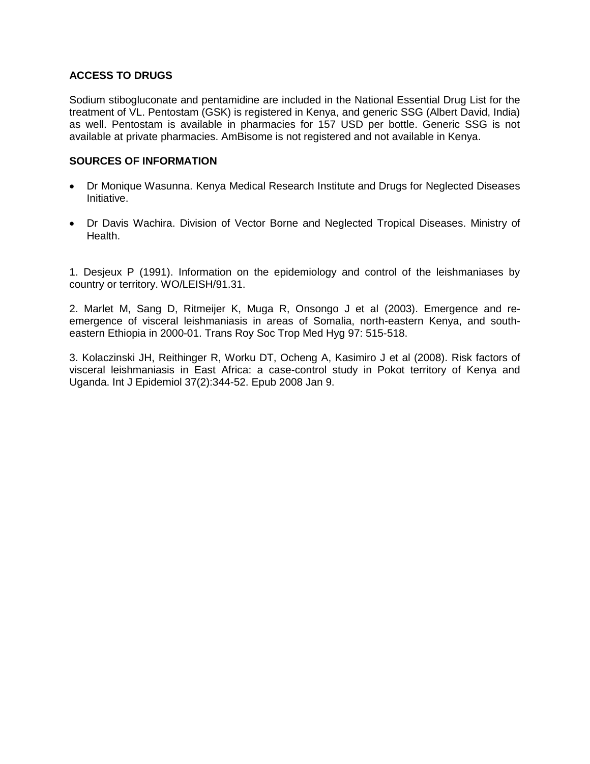## ACCESS TO DRUGS

Sodium stibogluconate and pentamidine are included in the National Essential Drug List for the treatment of VL. Pentostam (GSK) is registered in Kenya, and generic SSG (Albert David, India) as well. Pentostam is available in pharmacies for 157 USD per bottle. Generic SSG is not available at private pharmacies. AmBisome is not registered and not available in Kenya.

## SOURCES OF INFORMATION

- Dr Monique Wasunna. Kenya Medical Research Institute and Drugs for Neglected Diseases Initiative.
- Dr Davis Wachira. Division of Vector Borne and Neglected Tropical Diseases. Ministry of Health.

1. Desjeux P (1991). Information on the epidemiology and control of the leishmaniases by country or territory. WO/LEISH/91.31.

2. Marlet M, Sang D, Ritmeijer K, Muga R, Onsongo J et al (2003). Emergence and re-emergence of visceral leishmaniasis in areas of Somalia, north-eastern Kenya, and south-eastern Ethiopia in 2000-01. Trans Roy Soc Trop Med Hyg 97: 515-518.

3. Kolaczinski JH, Reithinger R, Worku DT, Ocheng A, Kasimiro J et al (2008). Risk factors of visceral leishmaniasis in East Africa: a case-control study in Pokot territory of Kenya and Uganda. Int J Epidemiol 37(2):344-52. Epub 2008 Jan 9.